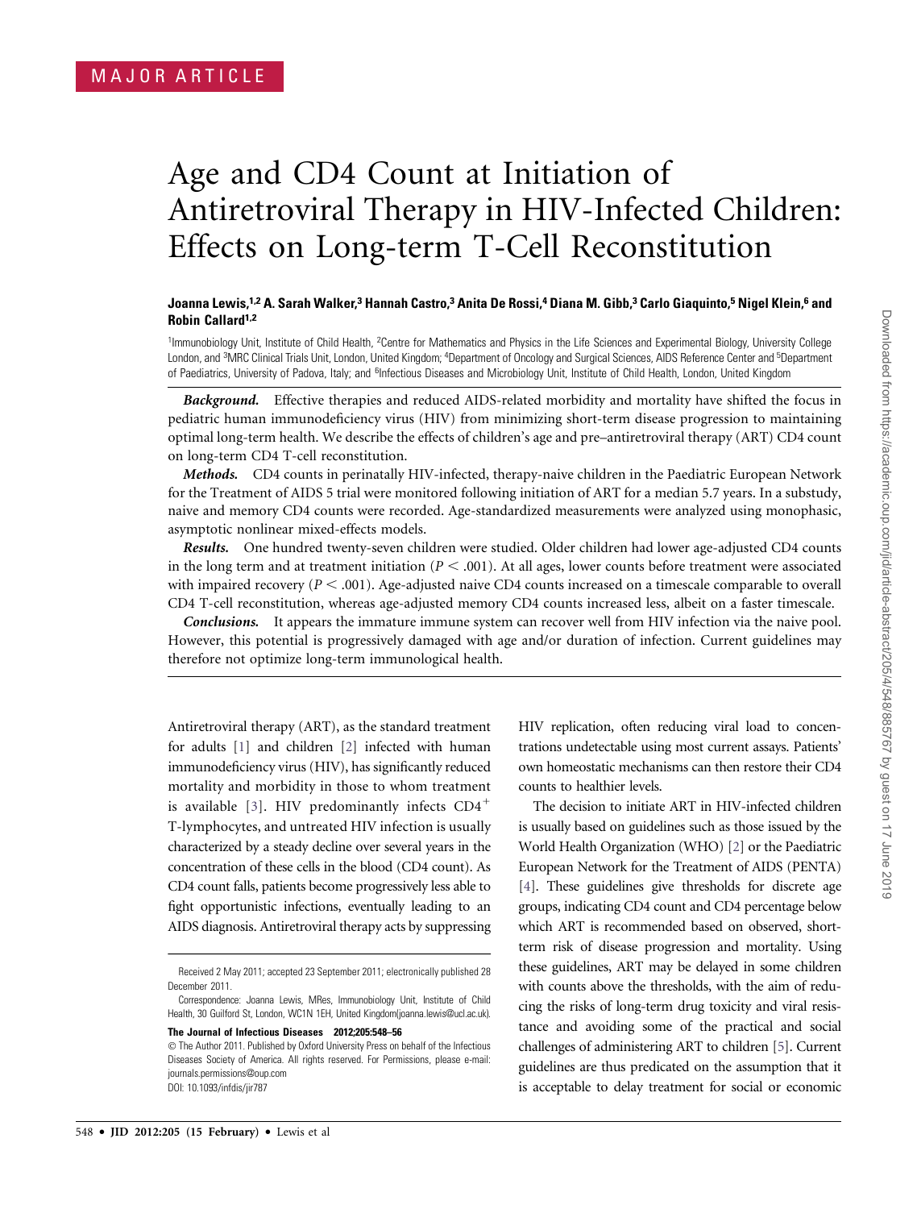MAJOR ARTICLE

# Age and CD4 Count at Initiation of Antiretroviral Therapy in HIV-Infected Children: Effects on Long-term T-Cell Reconstitution

**Joanna Lewis,[1,2] A. Sarah Walker,[3] Hannah Castro,[3] Anita De Rossi,[4] Diana M. Gibb,[3] Carlo Giaquinto,[5] Nigel Klein,[6] and Robin Callard[1,2]**

[1]Immunobiology Unit, Institute of Child Health, [2]Centre for Mathematics and Physics in the Life Sciences and Experimental Biology, University College London, and [3]MRC Clinical Trials Unit, London, United Kingdom; [4]Department of Oncology and Surgical Sciences, AIDS Reference Center and [5]Department of Paediatrics, University of Padova, Italy; and [6]Infectious Diseases and Microbiology Unit, Institute of Child Health, London, United Kingdom

***Background.*** Effective therapies and reduced AIDS-related morbidity and mortality have shifted the focus in pediatric human immunodeficiency virus (HIV) from minimizing short-term disease progression to maintaining optimal long-term health. We describe the effects of children's age and pre–antiretroviral therapy (ART) CD4 count on long-term CD4 T-cell reconstitution.

***Methods.*** CD4 counts in perinatally HIV-infected, therapy-naive children in the Paediatric European Network for the Treatment of AIDS 5 trial were monitored following initiation of ART for a median 5.7 years. In a substudy, naive and memory CD4 counts were recorded. Age-standardized measurements were analyzed using monophasic, asymptotic nonlinear mixed-effects models.

***Results.*** One hundred twenty-seven children were studied. Older children had lower age-adjusted CD4 counts in the long term and at treatment initiation ($P < .001$). At all ages, lower counts before treatment were associated with impaired recovery ($P < .001$). Age-adjusted naive CD4 counts increased on a timescale comparable to overall CD4 T-cell reconstitution, whereas age-adjusted memory CD4 counts increased less, albeit on a faster timescale.

***Conclusions.*** It appears the immature immune system can recover well from HIV infection via the naive pool. However, this potential is progressively damaged with age and/or duration of infection. Current guidelines may therefore not optimize long-term immunological health.

Antiretroviral therapy (ART), as the standard treatment for adults [1] and children [2] infected with human immunodeficiency virus (HIV), has significantly reduced mortality and morbidity in those to whom treatment is available [3]. HIV predominantly infects $CD4^+$ T-lymphocytes, and untreated HIV infection is usually characterized by a steady decline over several years in the concentration of these cells in the blood (CD4 count). As CD4 count falls, patients become progressively less able to fight opportunistic infections, eventually leading to an AIDS diagnosis. Antiretroviral therapy acts by suppressing HIV replication, often reducing viral load to concentrations undetectable using most current assays. Patients' own homeostatic mechanisms can then restore their CD4 counts to healthier levels.

The decision to initiate ART in HIV-infected children is usually based on guidelines such as those issued by the World Health Organization (WHO) [2] or the Paediatric European Network for the Treatment of AIDS (PENTA) [4]. These guidelines give thresholds for discrete age groups, indicating CD4 count and CD4 percentage below which ART is recommended based on observed, short-term risk of disease progression and mortality. Using these guidelines, ART may be delayed in some children with counts above the thresholds, with the aim of reducing the risks of long-term drug toxicity and viral resistance and avoiding some of the practical and social challenges of administering ART to children [5]. Current guidelines are thus predicated on the assumption that it is acceptable to delay treatment for social or economic

Received 2 May 2011; accepted 23 September 2011; electronically published 28 December 2011.

Correspondence: Joanna Lewis, MRes, Immunobiology Unit, Institute of Child Health, 30 Guilford St, London, WC1N 1EH, United Kingdom(joanna.lewis@ucl.ac.uk).

**The Journal of Infectious Diseases 2012;205:548–56**

© The Author 2011. Published by Oxford University Press on behalf of the Infectious Diseases Society of America. All rights reserved. For Permissions, please e-mail: journals.permissions@oup.com
DOI: 10.1093/infdis/jir787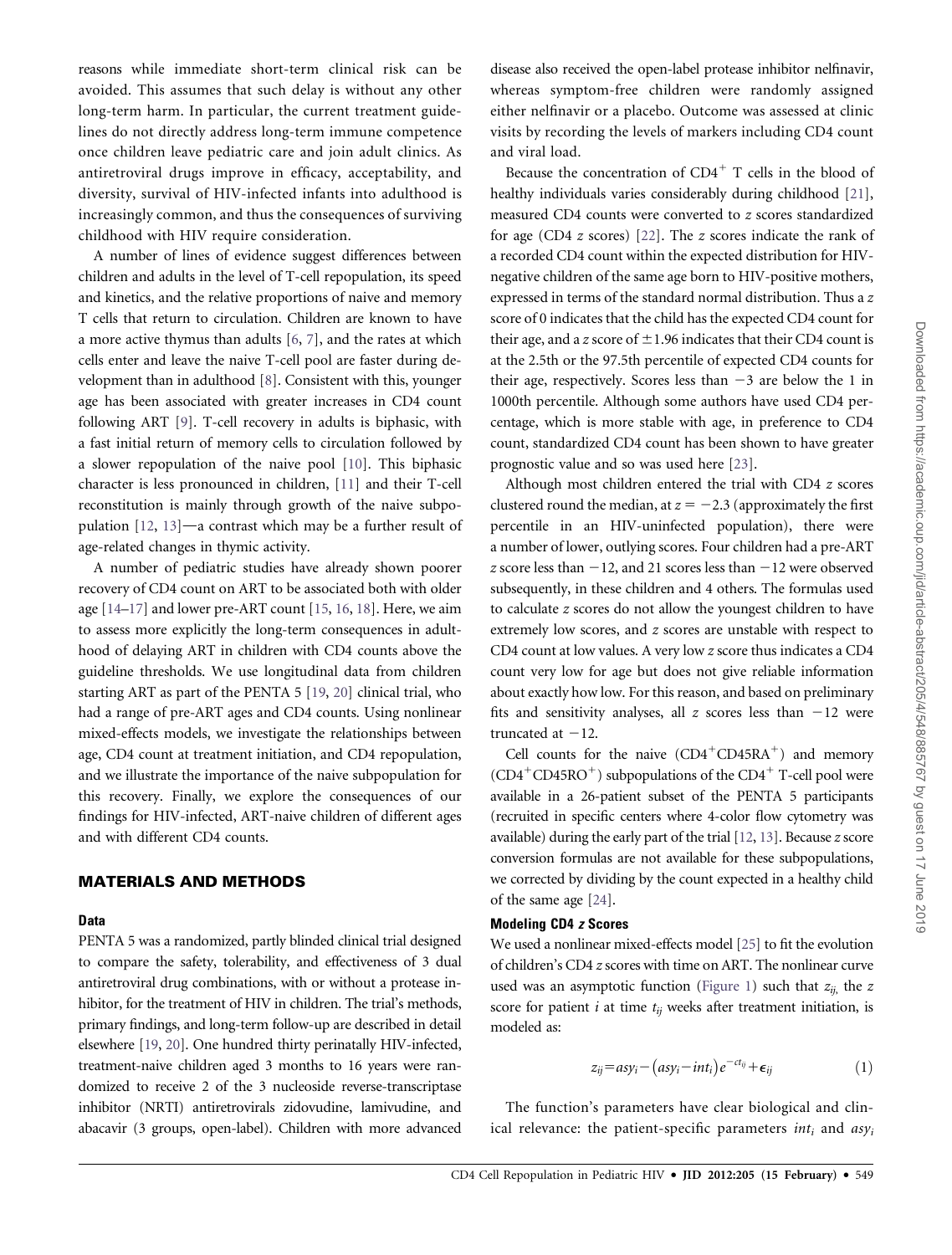reasons while immediate short-term clinical risk can be avoided. This assumes that such delay is without any other long-term harm. In particular, the current treatment guidelines do not directly address long-term immune competence once children leave pediatric care and join adult clinics. As antiretroviral drugs improve in efficacy, acceptability, and diversity, survival of HIV-infected infants into adulthood is increasingly common, and thus the consequences of surviving childhood with HIV require consideration.

A number of lines of evidence suggest differences between children and adults in the level of T-cell repopulation, its speed and kinetics, and the relative proportions of naive and memory T cells that return to circulation. Children are known to have a more active thymus than adults [6, 7], and the rates at which cells enter and leave the naive T-cell pool are faster during development than in adulthood [8]. Consistent with this, younger age has been associated with greater increases in CD4 count following ART [9]. T-cell recovery in adults is biphasic, with a fast initial return of memory cells to circulation followed by a slower repopulation of the naive pool [10]. This biphasic character is less pronounced in children, [11] and their T-cell reconstitution is mainly through growth of the naive subpopulation [12, 13]—a contrast which may be a further result of age-related changes in thymic activity.

A number of pediatric studies have already shown poorer recovery of CD4 count on ART to be associated both with older age [14–17] and lower pre-ART count [15, 16, 18]. Here, we aim to assess more explicitly the long-term consequences in adulthood of delaying ART in children with CD4 counts above the guideline thresholds. We use longitudinal data from children starting ART as part of the PENTA 5 [19, 20] clinical trial, who had a range of pre-ART ages and CD4 counts. Using nonlinear mixed-effects models, we investigate the relationships between age, CD4 count at treatment initiation, and CD4 repopulation, and we illustrate the importance of the naive subpopulation for this recovery. Finally, we explore the consequences of our findings for HIV-infected, ART-naive children of different ages and with different CD4 counts.

## MATERIALS AND METHODS

### Data

PENTA 5 was a randomized, partly blinded clinical trial designed to compare the safety, tolerability, and effectiveness of 3 dual antiretroviral drug combinations, with or without a protease inhibitor, for the treatment of HIV in children. The trial's methods, primary findings, and long-term follow-up are described in detail elsewhere [19, 20]. One hundred thirty perinatally HIV-infected, treatment-naive children aged 3 months to 16 years were randomized to receive 2 of the 3 nucleoside reverse-transcriptase inhibitor (NRTI) antiretrovirals zidovudine, lamivudine, and abacavir (3 groups, open-label). Children with more advanced disease also received the open-label protease inhibitor nelfinavir, whereas symptom-free children were randomly assigned either nelfinavir or a placebo. Outcome was assessed at clinic visits by recording the levels of markers including CD4 count and viral load.

Because the concentration of $CD4^+$ T cells in the blood of healthy individuals varies considerably during childhood [21], measured CD4 counts were converted to *z* scores standardized for age (CD4 *z* scores) [22]. The *z* scores indicate the rank of a recorded CD4 count within the expected distribution for HIV-negative children of the same age born to HIV-positive mothers, expressed in terms of the standard normal distribution. Thus a *z* score of 0 indicates that the child has the expected CD4 count for their age, and a *z* score of $\pm 1.96$ indicates that their CD4 count is at the 2.5th or the 97.5th percentile of expected CD4 counts for their age, respectively. Scores less than $-3$ are below the 1 in 1000th percentile. Although some authors have used CD4 percentage, which is more stable with age, in preference to CD4 count, standardized CD4 count has been shown to have greater prognostic value and so was used here [23].

Although most children entered the trial with CD4 *z* scores clustered round the median, at $z = -2.3$ (approximately the first percentile in an HIV-uninfected population), there were a number of lower, outlying scores. Four children had a pre-ART *z* score less than $-12$, and 21 scores less than $-12$ were observed subsequently, in these children and 4 others. The formulas used to calculate *z* scores do not allow the youngest children to have extremely low scores, and *z* scores are unstable with respect to CD4 count at low values. A very low *z* score thus indicates a CD4 count very low for age but does not give reliable information about exactly how low. For this reason, and based on preliminary fits and sensitivity analyses, all *z* scores less than $-12$ were truncated at $-12$.

Cell counts for the naive ($CD4^+CD45RA^+$) and memory ($CD4^+CD45RO^+$) subpopulations of the $CD4^+$ T-cell pool were available in a 26-patient subset of the PENTA 5 participants (recruited in specific centers where 4-color flow cytometry was available) during the early part of the trial [12, 13]. Because *z* score conversion formulas are not available for these subpopulations, we corrected by dividing by the count expected in a healthy child of the same age [24].

### Modeling CD4 *z* Scores

We used a nonlinear mixed-effects model [25] to fit the evolution of children's CD4 *z* scores with time on ART. The nonlinear curve used was an asymptotic function (Figure 1) such that $z_{ij}$, the *z* score for patient *i* at time $t_{ij}$ weeks after treatment initiation, is modeled as:

$$z_{ij} = asy_i - (asy_i - int_i)e^{-ct_{ij}} + \epsilon_{ij} \tag{1}$$

The function's parameters have clear biological and clinical relevance: the patient-specific parameters $int_i$ and $asy_i$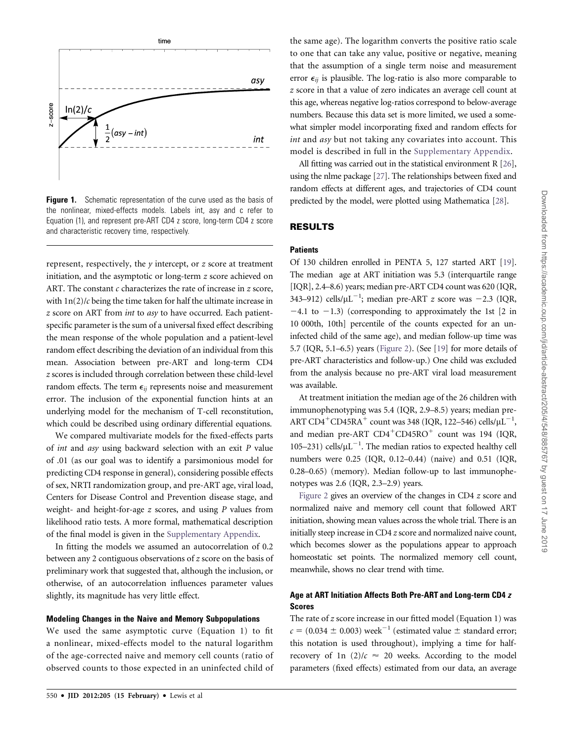**Figure 1.** Schematic representation of the curve used as the basis of the nonlinear, mixed-effects models. Labels int, asy and c refer to Equation (1), and represent pre-ART CD4 z score, long-term CD4 z score and characteristic recovery time, respectively.

represent, respectively, the $y$ intercept, or $z$ score at treatment initiation, and the asymptotic or long-term $z$ score achieved on ART. The constant $c$ characterizes the rate of increase in $z$ score, with $\ln(2)/c$ being the time taken for half the ultimate increase in $z$ score on ART from *int* to *asy* to have occurred. Each patient-specific parameter is the sum of a universal fixed effect describing the mean response of the whole population and a patient-level random effect describing the deviation of an individual from this mean. Association between pre-ART and long-term CD4 $z$ scores is included through correlation between these child-level random effects. The term $\epsilon_{ij}$ represents noise and measurement error. The inclusion of the exponential function hints at an underlying model for the mechanism of T-cell reconstitution, which could be described using ordinary differential equations.

We compared multivariate models for the fixed-effects parts of *int* and *asy* using backward selection with an exit $P$ value of .01 (as our goal was to identify a parsimonious model for predicting CD4 response in general), considering possible effects of sex, NRTI randomization group, and pre-ART age, viral load, Centers for Disease Control and Prevention disease stage, and weight- and height-for-age $z$ scores, and using $P$ values from likelihood ratio tests. A more formal, mathematical description of the final model is given in the Supplementary Appendix.

In fitting the models we assumed an autocorrelation of 0.2 between any 2 contiguous observations of $z$ score on the basis of preliminary work that suggested that, although the inclusion, or otherwise, of an autocorrelation influences parameter values slightly, its magnitude has very little effect.

#### Modeling Changes in the Naive and Memory Subpopulations

We used the same asymptotic curve (Equation 1) to fit a nonlinear, mixed-effects model to the natural logarithm of the age-corrected naive and memory cell counts (ratio of observed counts to those expected in an uninfected child of the same age). The logarithm converts the positive ratio scale to one that can take any value, positive or negative, meaning that the assumption of a single term noise and measurement error $\epsilon_{ij}$ is plausible. The log-ratio is also more comparable to $z$ score in that a value of zero indicates an average cell count at this age, whereas negative log-ratios correspond to below-average numbers. Because this data set is more limited, we used a somewhat simpler model incorporating fixed and random effects for *int* and *asy* but not taking any covariates into account. This model is described in full in the Supplementary Appendix.

All fitting was carried out in the statistical environment R [26], using the nlme package [27]. The relationships between fixed and random effects at different ages, and trajectories of CD4 count predicted by the model, were plotted using Mathematica [28].

## RESULTS

#### Patients

Of 130 children enrolled in PENTA 5, 127 started ART [19]. The median age at ART initiation was 5.3 (interquartile range [IQR], 2.4–8.6) years; median pre-ART CD4 count was 620 (IQR, 343–912) cells/μL$^{-1}$; median pre-ART $z$ score was $-2.3$ (IQR, $-4.1$ to $-1.3$) (corresponding to approximately the 1st [2 in 10 000th, 10th] percentile of the counts expected for an uninfected child of the same age), and median follow-up time was 5.7 (IQR, 5.1–6.5) years (Figure 2). (See [19] for more details of pre-ART characteristics and follow-up.) One child was excluded from the analysis because no pre-ART viral load measurement was available.

At treatment initiation the median age of the 26 children with immunophenotyping was 5.4 (IQR, 2.9–8.5) years; median pre-ART $CD4^+CD45RA^+$ count was 348 (IQR, 122–546) cells/μL$^{-1}$, and median pre-ART $CD4^+CD45RO^+$ count was 194 (IQR, 105–231) cells/μL$^{-1}$. The median ratios to expected healthy cell numbers were 0.25 (IQR, 0.12–0.44) (naive) and 0.51 (IQR, 0.28–0.65) (memory). Median follow-up to last immunophenotypes was 2.6 (IQR, 2.3–2.9) years.

Figure 2 gives an overview of the changes in CD4 $z$ score and normalized naive and memory cell count that followed ART initiation, showing mean values across the whole trial. There is an initially steep increase in CD4 $z$ score and normalized naive count, which becomes slower as the populations appear to approach homeostatic set points. The normalized memory cell count, meanwhile, shows no clear trend with time.

#### Age at ART Initiation Affects Both Pre-ART and Long-term CD4 z Scores

The rate of $z$ score increase in our fitted model (Equation 1) was $c = (0.034 \pm 0.003)$ week$^{-1}$ (estimated value ± standard error; this notation is used throughout), implying a time for half-recovery of $\ln(2)/c \approx 20$ weeks. According to the model parameters (fixed effects) estimated from our data, an average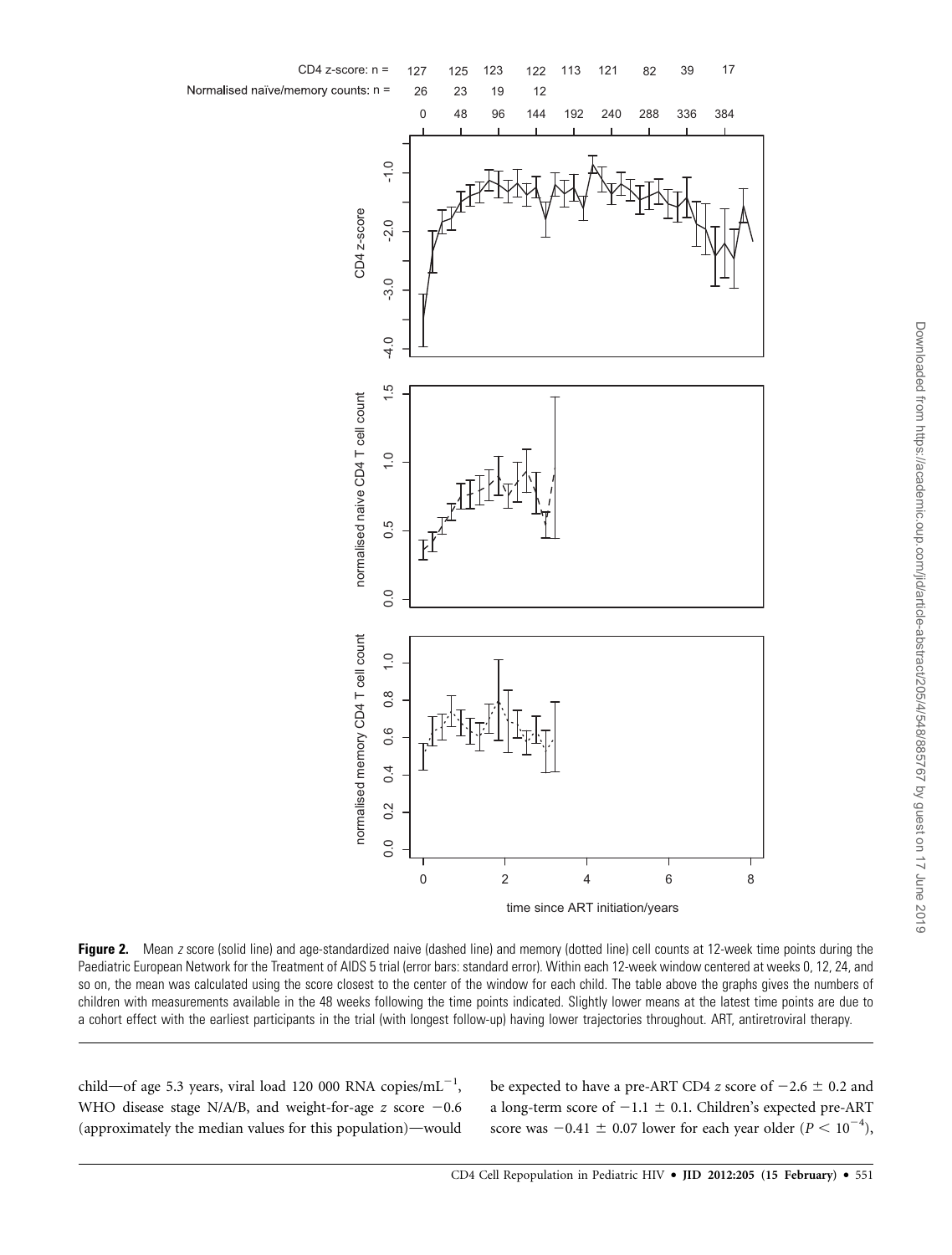**Figure 2.** Mean *z* score (solid line) and age-standardized naive (dashed line) and memory (dotted line) cell counts at 12-week time points during the Paediatric European Network for the Treatment of AIDS 5 trial (error bars: standard error). Within each 12-week window centered at weeks 0, 12, 24, and so on, the mean was calculated using the score closest to the center of the window for each child. The table above the graphs gives the numbers of children with measurements available in the 48 weeks following the time points indicated. Slightly lower means at the latest time points are due to a cohort effect with the earliest participants in the trial (with longest follow-up) having lower trajectories throughout. ART, antiretroviral therapy.

child—of age 5.3 years, viral load 120 000 RNA copies/$mL^{-1}$, WHO disease stage N/A/B, and weight-for-age *z* score −0.6 (approximately the median values for this population)—would be expected to have a pre-ART CD4 *z* score of $-2.6 \pm 0.2$ and a long-term score of $-1.1 \pm 0.1$. Children's expected pre-ART score was $-0.41 \pm 0.07$ lower for each year older ($P < 10^{-4}$),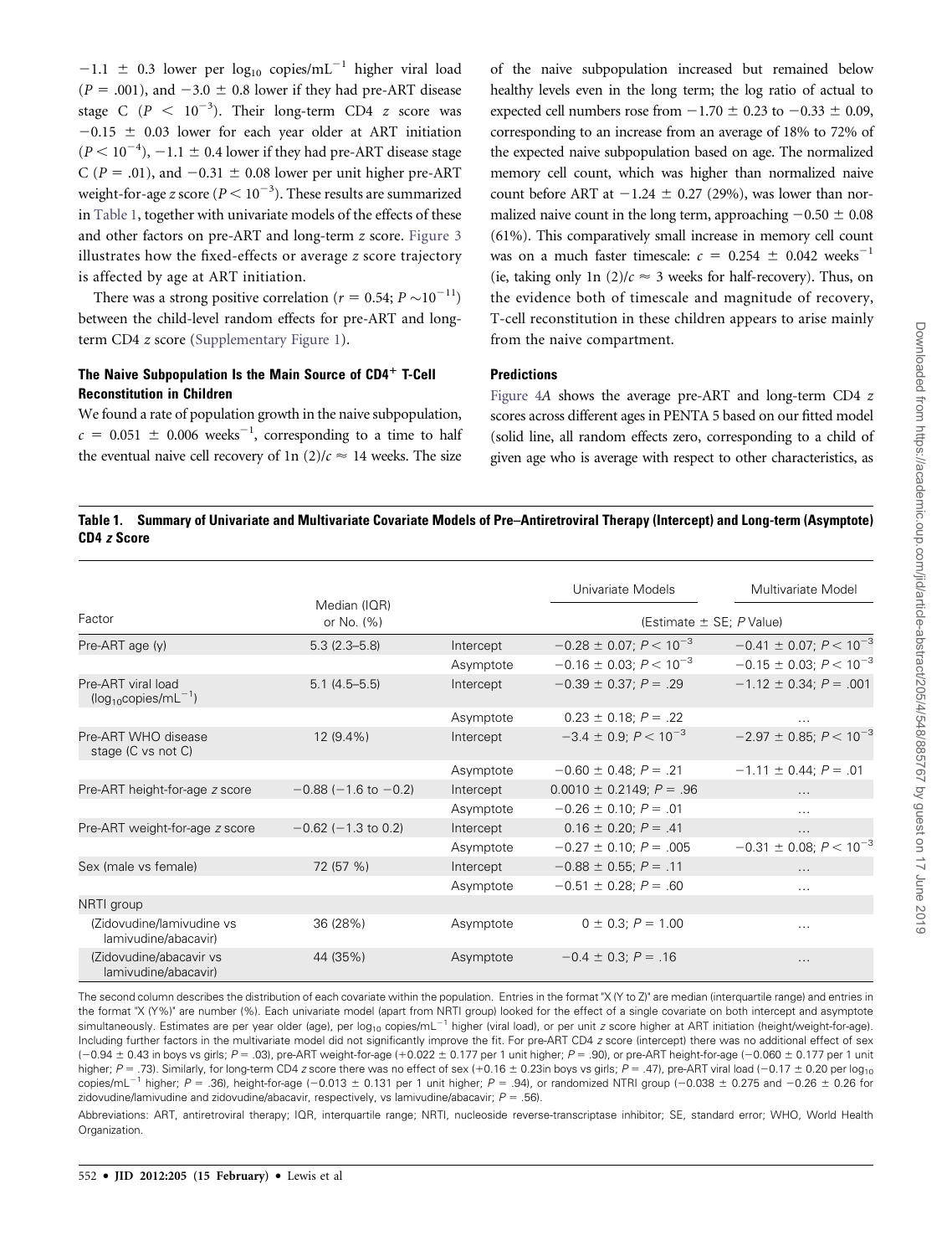$-1.1 \pm 0.3$ lower per $\log_{10}$ copies/mL$^{-1}$ higher viral load ($P = .001$), and $-3.0 \pm 0.8$ lower if they had pre-ART disease stage C ($P < 10^{-3}$). Their long-term CD4 $z$ score was $-0.15 \pm 0.03$ lower for each year older at ART initiation ($P < 10^{-4}$), $-1.1 \pm 0.4$ lower if they had pre-ART disease stage C ($P = .01$), and $-0.31 \pm 0.08$ lower per unit higher pre-ART weight-for-age $z$ score ($P < 10^{-3}$). These results are summarized in Table 1, together with univariate models of the effects of these and other factors on pre-ART and long-term $z$ score. Figure 3 illustrates how the fixed-effects or average $z$ score trajectory is affected by age at ART initiation.

There was a strong positive correlation ($r = 0.54$; $P \sim 10^{-11}$) between the child-level random effects for pre-ART and long-term CD4 $z$ score (Supplementary Figure 1).

### The Naive Subpopulation Is the Main Source of CD4$^{+}$ T-Cell Reconstitution in Children

We found a rate of population growth in the naive subpopulation, $c = 0.051 \pm 0.006$ weeks$^{-1}$, corresponding to a time to half the eventual naive cell recovery of $\ln(2)/c \approx 14$ weeks. The size of the naive subpopulation increased but remained below healthy levels even in the long term; the log ratio of actual to expected cell numbers rose from $-1.70 \pm 0.23$ to $-0.33 \pm 0.09$, corresponding to an increase from an average of 18% to 72% of the expected naive subpopulation based on age. The normalized memory cell count, which was higher than normalized naive count before ART at $-1.24 \pm 0.27$ (29%), was lower than normalized naive count in the long term, approaching $-0.50 \pm 0.08$ (61%). This comparatively small increase in memory cell count was on a much faster timescale: $c = 0.254 \pm 0.042$ weeks$^{-1}$ (ie, taking only $\ln(2)/c \approx 3$ weeks for half-recovery). Thus, on the evidence both of timescale and magnitude of recovery, T-cell reconstitution in these children appears to arise mainly from the naive compartment.

### Predictions

Figure 4A shows the average pre-ART and long-term CD4 $z$ scores across different ages in PENTA 5 based on our fitted model (solid line, all random effects zero, corresponding to a child of given age who is average with respect to other characteristics, as

**Table 1. Summary of Univariate and Multivariate Covariate Models of Pre–Antiretroviral Therapy (Intercept) and Long-term (Asymptote) CD4 $z$ Score**

| Factor | Median (IQR) or No. (%) | | Univariate Models | Multivariate Model |
|---|---|---|---|---|
| | | | (Estimate ± SE; $P$ Value) | |
| Pre-ART age (y) | 5.3 (2.3–5.8) | Intercept | $-0.28 \pm 0.07$; $P < 10^{-3}$ | $-0.41 \pm 0.07$; $P < 10^{-3}$ |
| | | Asymptote | $-0.16 \pm 0.03$; $P < 10^{-3}$ | $-0.15 \pm 0.03$; $P < 10^{-3}$ |
| Pre-ART viral load ($\log_{10}$copies/mL$^{-1}$) | 5.1 (4.5–5.5) | Intercept | $-0.39 \pm 0.37$; $P = .29$ | $-1.12 \pm 0.34$; $P = .001$ |
| | | Asymptote | $0.23 \pm 0.18$; $P = .22$ | … |
| Pre-ART WHO disease stage (C vs not C) | 12 (9.4%) | Intercept | $-3.4 \pm 0.9$; $P < 10^{-3}$ | $-2.97 \pm 0.85$; $P < 10^{-3}$ |
| | | Asymptote | $-0.60 \pm 0.48$; $P = .21$ | $-1.11 \pm 0.44$; $P = .01$ |
| Pre-ART height-for-age $z$ score | −0.88 (−1.6 to −0.2) | Intercept | $0.0010 \pm 0.2149$; $P = .96$ | … |
| | | Asymptote | $-0.26 \pm 0.10$; $P = .01$ | … |
| Pre-ART weight-for-age $z$ score | −0.62 (−1.3 to 0.2) | Intercept | $0.16 \pm 0.20$; $P = .41$ | … |
| | | Asymptote | $-0.27 \pm 0.10$; $P = .005$ | $-0.31 \pm 0.08$; $P < 10^{-3}$ |
| Sex (male vs female) | 72 (57 %) | Intercept | $-0.88 \pm 0.55$; $P = .11$ | … |
| | | Asymptote | $-0.51 \pm 0.28$; $P = .60$ | … |
| NRTI group | | | | |
| (Zidovudine/lamivudine vs lamivudine/abacavir) | 36 (28%) | Asymptote | $0 \pm 0.3$; $P = 1.00$ | … |
| (Zidovudine/abacavir vs lamivudine/abacavir) | 44 (35%) | Asymptote | $-0.4 \pm 0.3$; $P = .16$ | … |

The second column describes the distribution of each covariate within the population. Entries in the format "X (Y to Z)" are median (interquartile range) and entries in the format "X (Y%)" are number (%). Each univariate model (apart from NRTI group) looked for the effect of a single covariate on both intercept and asymptote simultaneously. Estimates are per year older (age), per $\log_{10}$ copies/mL$^{-1}$ higher (viral load), or per unit $z$ score higher at ART initiation (height/weight-for-age). Including further factors in the multivariate model did not significantly improve the fit. For pre-ART CD4 $z$ score (intercept) there was no additional effect of sex ($-0.94 \pm 0.43$ in boys vs girls; $P = .03$), pre-ART weight-for-age ($+0.022 \pm 0.177$ per 1 unit higher; $P = .90$), or pre-ART height-for-age ($-0.060 \pm 0.177$ per 1 unit higher; $P = .73$). Similarly, for long-term CD4 $z$ score there was no effect of sex ($+0.16 \pm 0.23$in boys vs girls; $P = .47$), pre-ART viral load ($-0.17 \pm 0.20$ per $\log_{10}$ copies/mL$^{-1}$ higher; $P = .36$), height-for-age ($-0.013 \pm 0.131$ per 1 unit higher; $P = .94$), or randomized NTRI group ($-0.038 \pm 0.275$ and $-0.26 \pm 0.26$ for zidovudine/lamivudine and zidovudine/abacavir, respectively, vs lamivudine/abacavir; $P = .56$).

Abbreviations: ART, antiretroviral therapy; IQR, interquartile range; NRTI, nucleoside reverse-transcriptase inhibitor; SE, standard error; WHO, World Health Organization.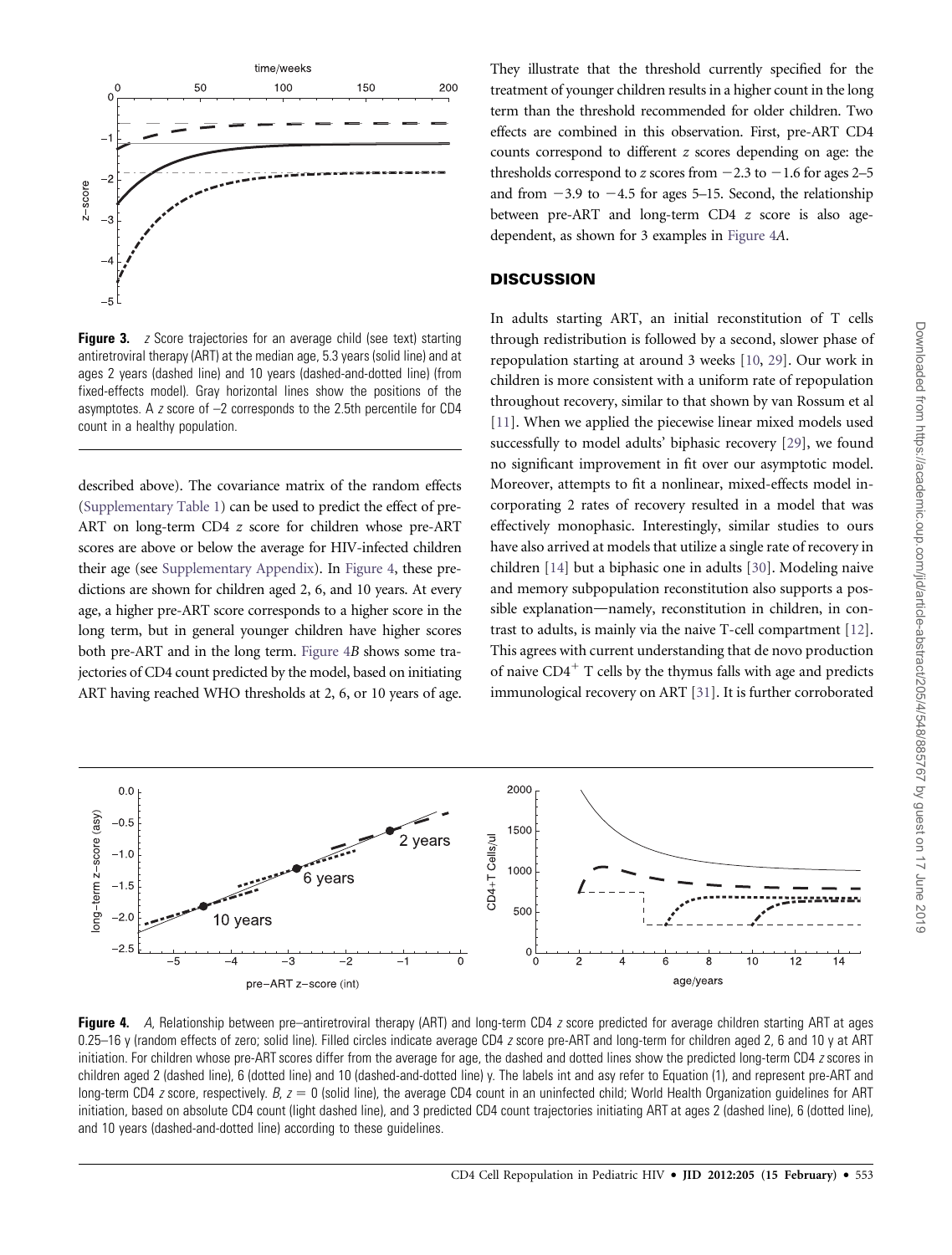**Figure 3.** *z* Score trajectories for an average child (see text) starting antiretroviral therapy (ART) at the median age, 5.3 years (solid line) and at ages 2 years (dashed line) and 10 years (dashed-and-dotted line) (from fixed-effects model). Gray horizontal lines show the positions of the asymptotes. A *z* score of –2 corresponds to the 2.5th percentile for CD4 count in a healthy population.

described above). The covariance matrix of the random effects (Supplementary Table 1) can be used to predict the effect of pre-ART on long-term CD4 *z* score for children whose pre-ART scores are above or below the average for HIV-infected children their age (see Supplementary Appendix). In Figure 4, these predictions are shown for children aged 2, 6, and 10 years. At every age, a higher pre-ART score corresponds to a higher score in the long term, but in general younger children have higher scores both pre-ART and in the long term. Figure 4*B* shows some trajectories of CD4 count predicted by the model, based on initiating ART having reached WHO thresholds at 2, 6, or 10 years of age. They illustrate that the threshold currently specified for the treatment of younger children results in a higher count in the long term than the threshold recommended for older children. Two effects are combined in this observation. First, pre-ART CD4 counts correspond to different *z* scores depending on age: the thresholds correspond to *z* scores from −2.3 to −1.6 for ages 2–5 and from −3.9 to −4.5 for ages 5–15. Second, the relationship between pre-ART and long-term CD4 *z* score is also age-dependent, as shown for 3 examples in Figure 4*A*.

## DISCUSSION

In adults starting ART, an initial reconstitution of T cells through redistribution is followed by a second, slower phase of repopulation starting at around 3 weeks [10, 29]. Our work in children is more consistent with a uniform rate of repopulation throughout recovery, similar to that shown by van Rossum et al [11]. When we applied the piecewise linear mixed models used successfully to model adults' biphasic recovery [29], we found no significant improvement in fit over our asymptotic model. Moreover, attempts to fit a nonlinear, mixed-effects model incorporating 2 rates of recovery resulted in a model that was effectively monophasic. Interestingly, similar studies to ours have also arrived at models that utilize a single rate of recovery in children [14] but a biphasic one in adults [30]. Modeling naive and memory subpopulation reconstitution also supports a possible explanation—namely, reconstitution in children, in contrast to adults, is mainly via the naive T-cell compartment [12]. This agrees with current understanding that de novo production of naive $CD4^+$ T cells by the thymus falls with age and predicts immunological recovery on ART [31]. It is further corroborated

**Figure 4.** *A*, Relationship between pre–antiretroviral therapy (ART) and long-term CD4 *z* score predicted for average children starting ART at ages 0.25–16 y (random effects of zero; solid line). Filled circles indicate average CD4 *z* score pre-ART and long-term for children aged 2, 6 and 10 y at ART initiation. For children whose pre-ART scores differ from the average for age, the dashed and dotted lines show the predicted long-term CD4 *z* scores in children aged 2 (dashed line), 6 (dotted line) and 10 (dashed-and-dotted line) y. The labels int and asy refer to Equation (1), and represent pre-ART and long-term CD4 *z* score, respectively. *B*, $z = 0$ (solid line), the average CD4 count in an uninfected child; World Health Organization guidelines for ART initiation, based on absolute CD4 count (light dashed line), and 3 predicted CD4 count trajectories initiating ART at ages 2 (dashed line), 6 (dotted line), and 10 years (dashed-and-dotted line) according to these guidelines.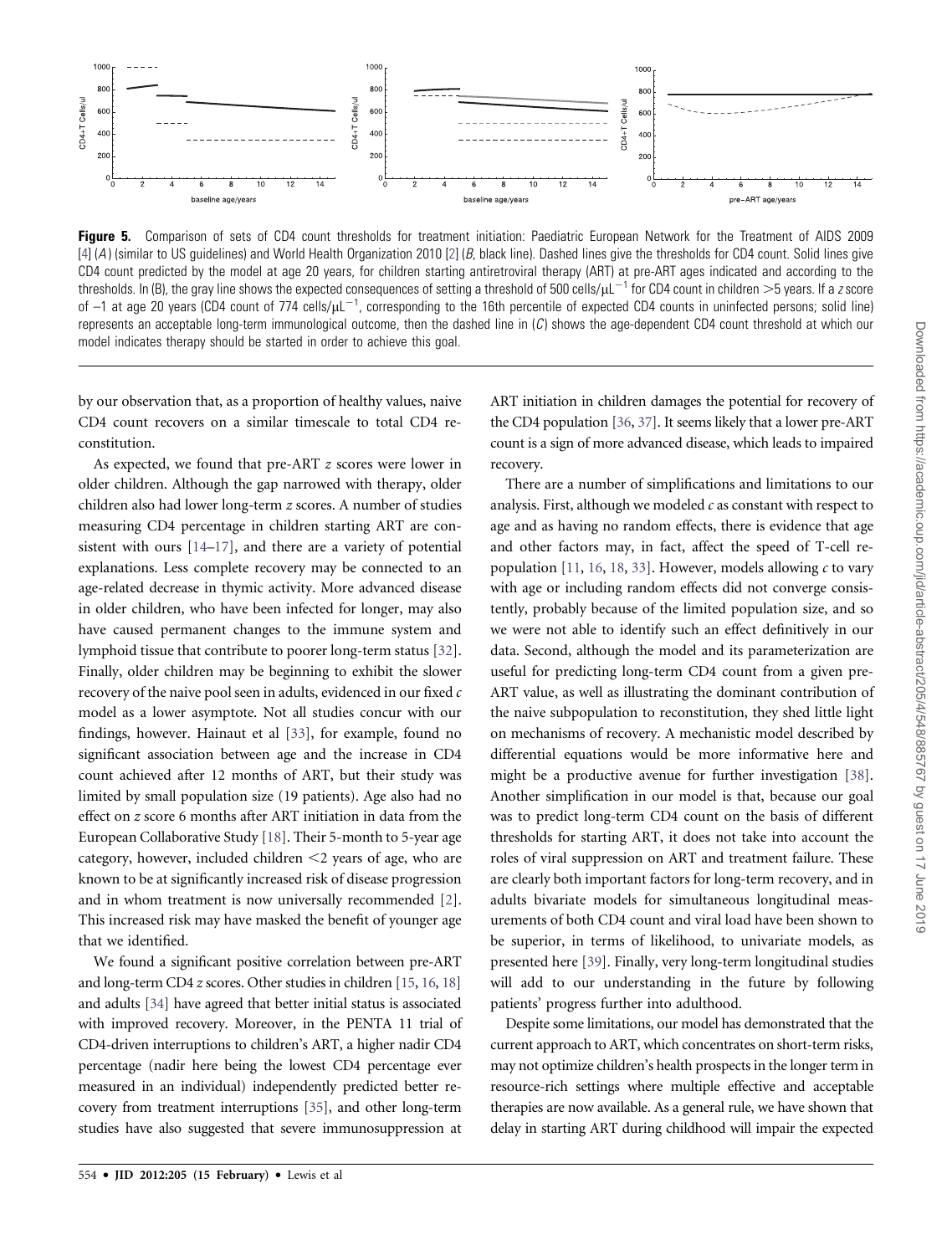**Figure 5.** Comparison of sets of CD4 count thresholds for treatment initiation: Paediatric European Network for the Treatment of AIDS 2009 [4] (*A*) (similar to US guidelines) and World Health Organization 2010 [2] (*B*, black line). Dashed lines give the thresholds for CD4 count. Solid lines give CD4 count predicted by the model at age 20 years, for children starting antiretroviral therapy (ART) at pre-ART ages indicated and according to the thresholds. In (B), the gray line shows the expected consequences of setting a threshold of 500 cells/μL$^{-1}$ for CD4 count in children >5 years. If a *z* score of −1 at age 20 years (CD4 count of 774 cells/μL$^{-1}$, corresponding to the 16th percentile of expected CD4 counts in uninfected persons; solid line) represents an acceptable long-term immunological outcome, then the dashed line in (*C*) shows the age-dependent CD4 count threshold at which our model indicates therapy should be started in order to achieve this goal.

by our observation that, as a proportion of healthy values, naive CD4 count recovers on a similar timescale to total CD4 reconstitution.

As expected, we found that pre-ART *z* scores were lower in older children. Although the gap narrowed with therapy, older children also had lower long-term *z* scores. A number of studies measuring CD4 percentage in children starting ART are consistent with ours [14–17], and there are a variety of potential explanations. Less complete recovery may be connected to an age-related decrease in thymic activity. More advanced disease in older children, who have been infected for longer, may also have caused permanent changes to the immune system and lymphoid tissue that contribute to poorer long-term status [32]. Finally, older children may be beginning to exhibit the slower recovery of the naive pool seen in adults, evidenced in our fixed *c* model as a lower asymptote. Not all studies concur with our findings, however. Hainaut et al [33], for example, found no significant association between age and the increase in CD4 count achieved after 12 months of ART, but their study was limited by small population size (19 patients). Age also had no effect on *z* score 6 months after ART initiation in data from the European Collaborative Study [18]. Their 5-month to 5-year age category, however, included children <2 years of age, who are known to be at significantly increased risk of disease progression and in whom treatment is now universally recommended [2]. This increased risk may have masked the benefit of younger age that we identified.

We found a significant positive correlation between pre-ART and long-term CD4 *z* scores. Other studies in children [15, 16, 18] and adults [34] have agreed that better initial status is associated with improved recovery. Moreover, in the PENTA 11 trial of CD4-driven interruptions to children's ART, a higher nadir CD4 percentage (nadir here being the lowest CD4 percentage ever measured in an individual) independently predicted better recovery from treatment interruptions [35], and other long-term studies have also suggested that severe immunosuppression at ART initiation in children damages the potential for recovery of the CD4 population [36, 37]. It seems likely that a lower pre-ART count is a sign of more advanced disease, which leads to impaired recovery.

There are a number of simplifications and limitations to our analysis. First, although we modeled *c* as constant with respect to age and as having no random effects, there is evidence that age and other factors may, in fact, affect the speed of T-cell repopulation [11, 16, 18, 33]. However, models allowing *c* to vary with age or including random effects did not converge consistently, probably because of the limited population size, and so we were not able to identify such an effect definitively in our data. Second, although the model and its parameterization are useful for predicting long-term CD4 count from a given pre-ART value, as well as illustrating the dominant contribution of the naive subpopulation to reconstitution, they shed little light on mechanisms of recovery. A mechanistic model described by differential equations would be more informative here and might be a productive avenue for further investigation [38]. Another simplification in our model is that, because our goal was to predict long-term CD4 count on the basis of different thresholds for starting ART, it does not take into account the roles of viral suppression on ART and treatment failure. These are clearly both important factors for long-term recovery, and in adults bivariate models for simultaneous longitudinal measurements of both CD4 count and viral load have been shown to be superior, in terms of likelihood, to univariate models, as presented here [39]. Finally, very long-term longitudinal studies will add to our understanding in the future by following patients' progress further into adulthood.

Despite some limitations, our model has demonstrated that the current approach to ART, which concentrates on short-term risks, may not optimize children's health prospects in the longer term in resource-rich settings where multiple effective and acceptable therapies are now available. As a general rule, we have shown that delay in starting ART during childhood will impair the expected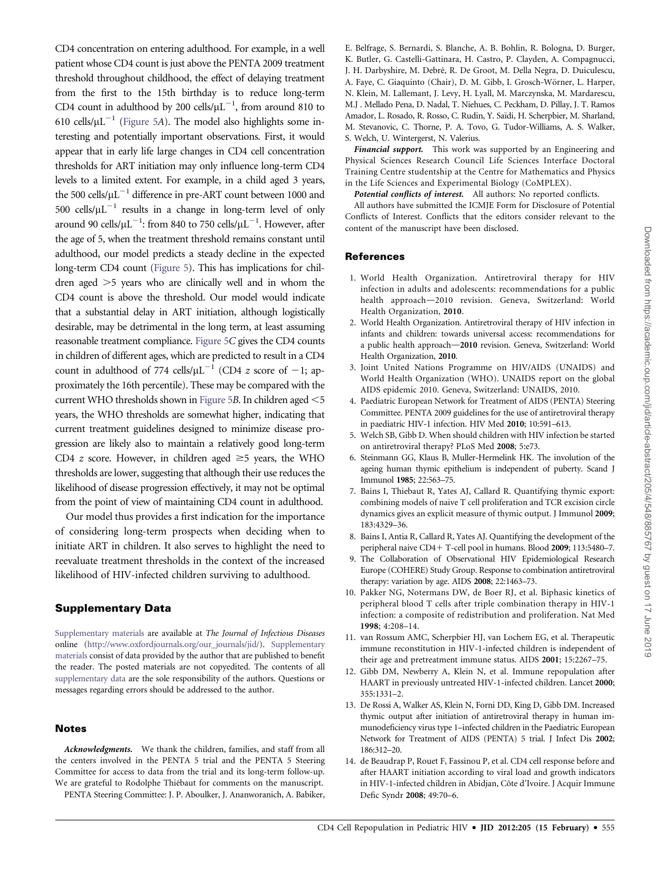CD4 concentration on entering adulthood. For example, in a well patient whose CD4 count is just above the PENTA 2009 treatment threshold throughout childhood, the effect of delaying treatment from the first to the 15th birthday is to reduce long-term CD4 count in adulthood by 200 cells/μL$^{-1}$, from around 810 to 610 cells/μL$^{-1}$ (Figure 5*A*). The model also highlights some interesting and potentially important observations. First, it would appear that in early life large changes in CD4 cell concentration thresholds for ART initiation may only influence long-term CD4 levels to a limited extent. For example, in a child aged 3 years, the 500 cells/μL$^{-1}$ difference in pre-ART count between 1000 and 500 cells/μL$^{-1}$ results in a change in long-term level of only around 90 cells/μL$^{-1}$: from 840 to 750 cells/μL$^{-1}$. However, after the age of 5, when the treatment threshold remains constant until adulthood, our model predicts a steady decline in the expected long-term CD4 count (Figure 5). This has implications for children aged >5 years who are clinically well and in whom the CD4 count is above the threshold. Our model would indicate that a substantial delay in ART initiation, although logistically desirable, may be detrimental in the long term, at least assuming reasonable treatment compliance. Figure 5*C* gives the CD4 counts in children of different ages, which are predicted to result in a CD4 count in adulthood of 774 cells/μL$^{-1}$ (CD4 *z* score of −1; approximately the 16th percentile). These may be compared with the current WHO thresholds shown in Figure 5*B*. In children aged <5 years, the WHO thresholds are somewhat higher, indicating that current treatment guidelines designed to minimize disease progression are likely also to maintain a relatively good long-term CD4 *z* score. However, in children aged ≥5 years, the WHO thresholds are lower, suggesting that although their use reduces the likelihood of disease progression effectively, it may not be optimal from the point of view of maintaining CD4 count in adulthood.

Our model thus provides a first indication for the importance of considering long-term prospects when deciding when to initiate ART in children. It also serves to highlight the need to reevaluate treatment thresholds in the context of the increased likelihood of HIV-infected children surviving to adulthood.

## Supplementary Data

Supplementary materials are available at *The Journal of Infectious Diseases* online (http://www.oxfordjournals.org/our_journals/jid/). Supplementary materials consist of data provided by the author that are published to benefit the reader. The posted materials are not copyedited. The contents of all supplementary data are the sole responsibility of the authors. Questions or messages regarding errors should be addressed to the author.

## Notes

***Acknowledgments.*** We thank the children, families, and staff from all the centers involved in the PENTA 5 trial and the PENTA 5 Steering Committee for access to data from the trial and its long-term follow-up. We are grateful to Rodolphe Thiébaut for comments on the manuscript.

PENTA Steering Committee: J. P. Aboulker, J. Ananworanich, A. Babiker, E. Belfrage, S. Bernardi, S. Blanche, A. B. Bohlin, R. Bologna, D. Burger, K. Butler, G. Castelli-Gattinara, H. Castro, P. Clayden, A. Compagnucci, J. H. Darbyshire, M. Debré, R. De Groot, M. Della Negra, D. Duiculescu, A. Faye, C. Giaquinto (Chair), D. M. Gibb, I. Grosch-Wörner, L. Harper, N. Klein, M. Lallemant, J. Levy, H. Lyall, M. Marczynska, M. Mardarescu, M.J . Mellado Pena, D. Nadal, T. Niehues, C. Peckham, D. Pillay, J. T. Ramos Amador, L. Rosado, R. Rosso, C. Rudin, Y. Saïdi, H. Scherpbier, M. Sharland, M. Stevanovic, C. Thorne, P. A. Tovo, G. Tudor-Williams, A. S. Walker, S. Welch, U. Wintergerst, N. Valerius.

***Financial support.*** This work was supported by an Engineering and Physical Sciences Research Council Life Sciences Interface Doctoral Training Centre studentship at the Centre for Mathematics and Physics in the Life Sciences and Experimental Biology (CoMPLEX).

***Potential conflicts of interest.*** All authors: No reported conflicts.

All authors have submitted the ICMJE Form for Disclosure of Potential Conflicts of Interest. Conflicts that the editors consider relevant to the content of the manuscript have been disclosed.

## References

1. World Health Organization. Antiretroviral therapy for HIV infection in adults and adolescents: recommendations for a public health approach—2010 revision. Geneva, Switzerland: World Health Organization, **2010**.
2. World Health Organization. Antiretroviral therapy of HIV infection in infants and children: towards universal access: recommendations for a public health approach—**2010** revision. Geneva, Switzerland: World Health Organization, **2010**.
3. Joint United Nations Programme on HIV/AIDS (UNAIDS) and World Health Organization (WHO). UNAIDS report on the global AIDS epidemic 2010. Geneva, Switzerland: UNAIDS, 2010.
4. Paediatric European Network for Treatment of AIDS (PENTA) Steering Committee. PENTA 2009 guidelines for the use of antiretroviral therapy in paediatric HIV-1 infection. HIV Med **2010**; 10:591–613.
5. Welch SB, Gibb D. When should children with HIV infection be started on antiretroviral therapy? PLoS Med **2008**; 5:e73.
6. Steinmann GG, Klaus B, Muller-Hermelink HK. The involution of the ageing human thymic epithelium is independent of puberty. Scand J Immunol **1985**; 22:563–75.
7. Bains I, Thiebaut R, Yates AJ, Callard R. Quantifying thymic export: combining models of naive T cell proliferation and TCR excision circle dynamics gives an explicit measure of thymic output. J Immunol **2009**; 183:4329–36.
8. Bains I, Antia R, Callard R, Yates AJ. Quantifying the development of the peripheral naive CD4+ T-cell pool in humans. Blood **2009**; 113:5480–7.
9. The Collaboration of Observational HIV Epidemiological Research Europe (COHERE) Study Group. Response to combination antiretroviral therapy: variation by age. AIDS **2008**; 22:1463–73.
10. Pakker NG, Notermans DW, de Boer RJ, et al. Biphasic kinetics of peripheral blood T cells after triple combination therapy in HIV-1 infection: a composite of redistribution and proliferation. Nat Med **1998**; 4:208–14.
11. van Rossum AMC, Scherpbier HJ, van Lochem EG, et al. Therapeutic immune reconstitution in HIV-1-infected children is independent of their age and pretreatment immune status. AIDS **2001**; 15:2267–75.
12. Gibb DM, Newberry A, Klein N, et al. Immune repopulation after HAART in previously untreated HIV-1-infected children. Lancet **2000**; 355:1331–2.
13. De Rossi A, Walker AS, Klein N, Forni DD, King D, Gibb DM. Increased thymic output after initiation of antiretroviral therapy in human immunodeficiency virus type 1–infected children in the Paediatric European Network for Treatment of AIDS (PENTA) 5 trial. J Infect Dis **2002**; 186:312–20.
14. de Beaudrap P, Rouet F, Fassinou P, et al. CD4 cell response before and after HAART initiation according to viral load and growth indicators in HIV-1-infected children in Abidjan, Côte d'Ivoire. J Acquir Immune Defic Syndr **2008**; 49:70–6.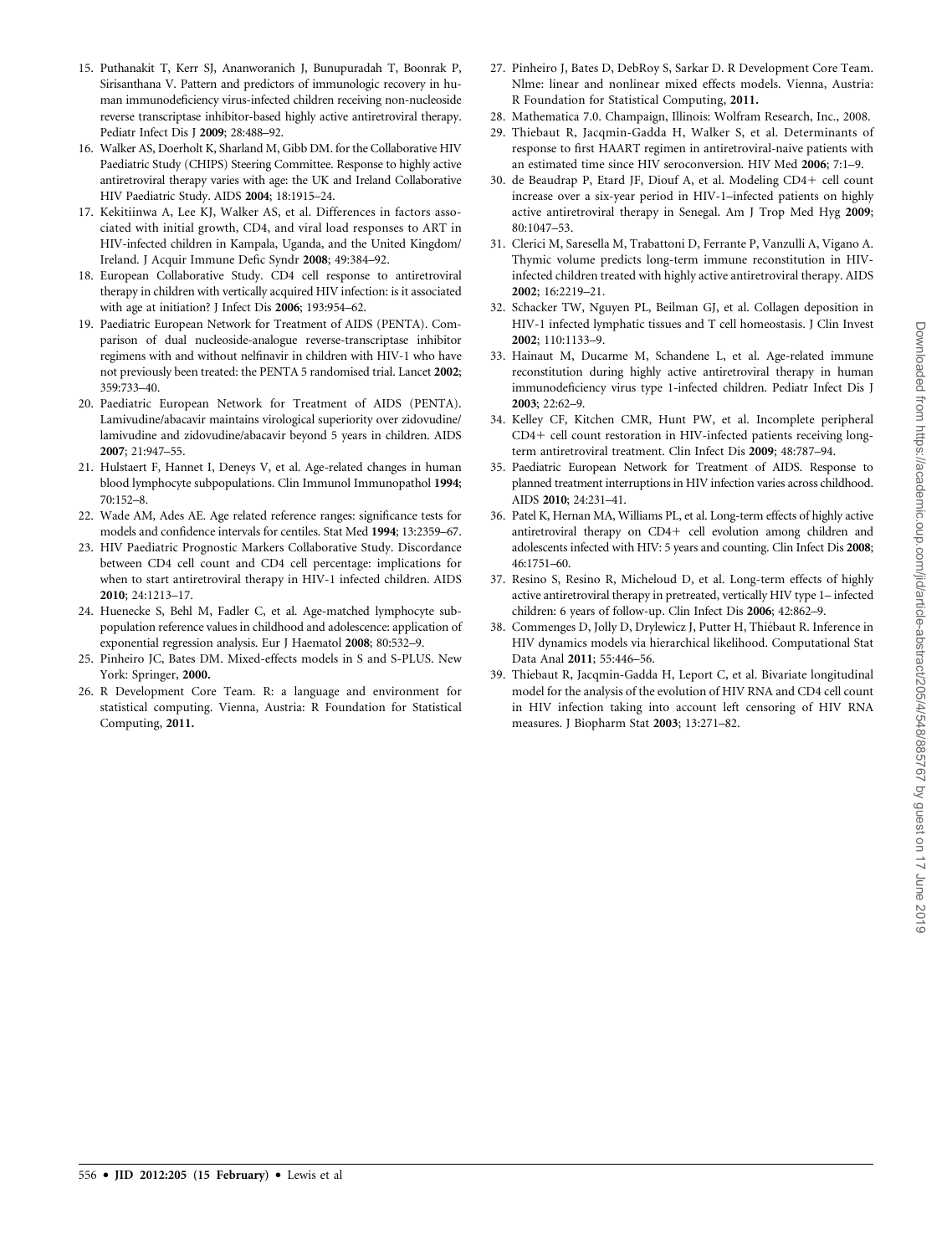15. Puthanakit T, Kerr SJ, Ananworanich J, Bunupuradah T, Boonrak P, Sirisanthana V. Pattern and predictors of immunologic recovery in human immunodeficiency virus-infected children receiving non-nucleoside reverse transcriptase inhibitor-based highly active antiretroviral therapy. Pediatr Infect Dis J **2009**; 28:488–92.
16. Walker AS, Doerholt K, Sharland M, Gibb DM. for the Collaborative HIV Paediatric Study (CHIPS) Steering Committee. Response to highly active antiretroviral therapy varies with age: the UK and Ireland Collaborative HIV Paediatric Study. AIDS **2004**; 18:1915–24.
17. Kekitiinwa A, Lee KJ, Walker AS, et al. Differences in factors associated with initial growth, CD4, and viral load responses to ART in HIV-infected children in Kampala, Uganda, and the United Kingdom/ Ireland. J Acquir Immune Defic Syndr **2008**; 49:384–92.
18. European Collaborative Study. CD4 cell response to antiretroviral therapy in children with vertically acquired HIV infection: is it associated with age at initiation? J Infect Dis **2006**; 193:954–62.
19. Paediatric European Network for Treatment of AIDS (PENTA). Comparison of dual nucleoside-analogue reverse-transcriptase inhibitor regimens with and without nelfinavir in children with HIV-1 who have not previously been treated: the PENTA 5 randomised trial. Lancet **2002**; 359:733–40.
20. Paediatric European Network for Treatment of AIDS (PENTA). Lamivudine/abacavir maintains virological superiority over zidovudine/ lamivudine and zidovudine/abacavir beyond 5 years in children. AIDS **2007**; 21:947–55.
21. Hulstaert F, Hannet I, Deneys V, et al. Age-related changes in human blood lymphocyte subpopulations. Clin Immunol Immunopathol **1994**; 70:152–8.
22. Wade AM, Ades AE. Age related reference ranges: significance tests for models and confidence intervals for centiles. Stat Med **1994**; 13:2359–67.
23. HIV Paediatric Prognostic Markers Collaborative Study. Discordance between CD4 cell count and CD4 cell percentage: implications for when to start antiretroviral therapy in HIV-1 infected children. AIDS **2010**; 24:1213–17.
24. Huenecke S, Behl M, Fadler C, et al. Age-matched lymphocyte subpopulation reference values in childhood and adolescence: application of exponential regression analysis. Eur J Haematol **2008**; 80:532–9.
25. Pinheiro JC, Bates DM. Mixed-effects models in S and S-PLUS. New York: Springer, **2000.**
26. R Development Core Team. R: a language and environment for statistical computing. Vienna, Austria: R Foundation for Statistical Computing, **2011.**
27. Pinheiro J, Bates D, DebRoy S, Sarkar D. R Development Core Team. Nlme: linear and nonlinear mixed effects models. Vienna, Austria: R Foundation for Statistical Computing, **2011.**
28. Mathematica 7.0. Champaign, Illinois: Wolfram Research, Inc., 2008.
29. Thiebaut R, Jacqmin-Gadda H, Walker S, et al. Determinants of response to first HAART regimen in antiretroviral-naive patients with an estimated time since HIV seroconversion. HIV Med **2006**; 7:1–9.
30. de Beaudrap P, Etard JF, Diouf A, et al. Modeling CD4+ cell count increase over a six-year period in HIV-1–infected patients on highly active antiretroviral therapy in Senegal. Am J Trop Med Hyg **2009**; 80:1047–53.
31. Clerici M, Saresella M, Trabattoni D, Ferrante P, Vanzulli A, Vigano A. Thymic volume predicts long-term immune reconstitution in HIV-infected children treated with highly active antiretroviral therapy. AIDS **2002**; 16:2219–21.
32. Schacker TW, Nguyen PL, Beilman GJ, et al. Collagen deposition in HIV-1 infected lymphatic tissues and T cell homeostasis. J Clin Invest **2002**; 110:1133–9.
33. Hainaut M, Ducarme M, Schandene L, et al. Age-related immune reconstitution during highly active antiretroviral therapy in human immunodeficiency virus type 1-infected children. Pediatr Infect Dis J **2003**; 22:62–9.
34. Kelley CF, Kitchen CMR, Hunt PW, et al. Incomplete peripheral CD4+ cell count restoration in HIV-infected patients receiving long-term antiretroviral treatment. Clin Infect Dis **2009**; 48:787–94.
35. Paediatric European Network for Treatment of AIDS. Response to planned treatment interruptions in HIV infection varies across childhood. AIDS **2010**; 24:231–41.
36. Patel K, Hernan MA, Williams PL, et al. Long-term effects of highly active antiretroviral therapy on CD4+ cell evolution among children and adolescents infected with HIV: 5 years and counting. Clin Infect Dis **2008**; 46:1751–60.
37. Resino S, Resino R, Micheloud D, et al. Long-term effects of highly active antiretroviral therapy in pretreated, vertically HIV type 1– infected children: 6 years of follow-up. Clin Infect Dis **2006**; 42:862–9.
38. Commenges D, Jolly D, Drylewicz J, Putter H, Thiébaut R. Inference in HIV dynamics models via hierarchical likelihood. Computational Stat Data Anal **2011**; 55:446–56.
39. Thiebaut R, Jacqmin-Gadda H, Leport C, et al. Bivariate longitudinal model for the analysis of the evolution of HIV RNA and CD4 cell count in HIV infection taking into account left censoring of HIV RNA measures. J Biopharm Stat **2003**; 13:271–82.